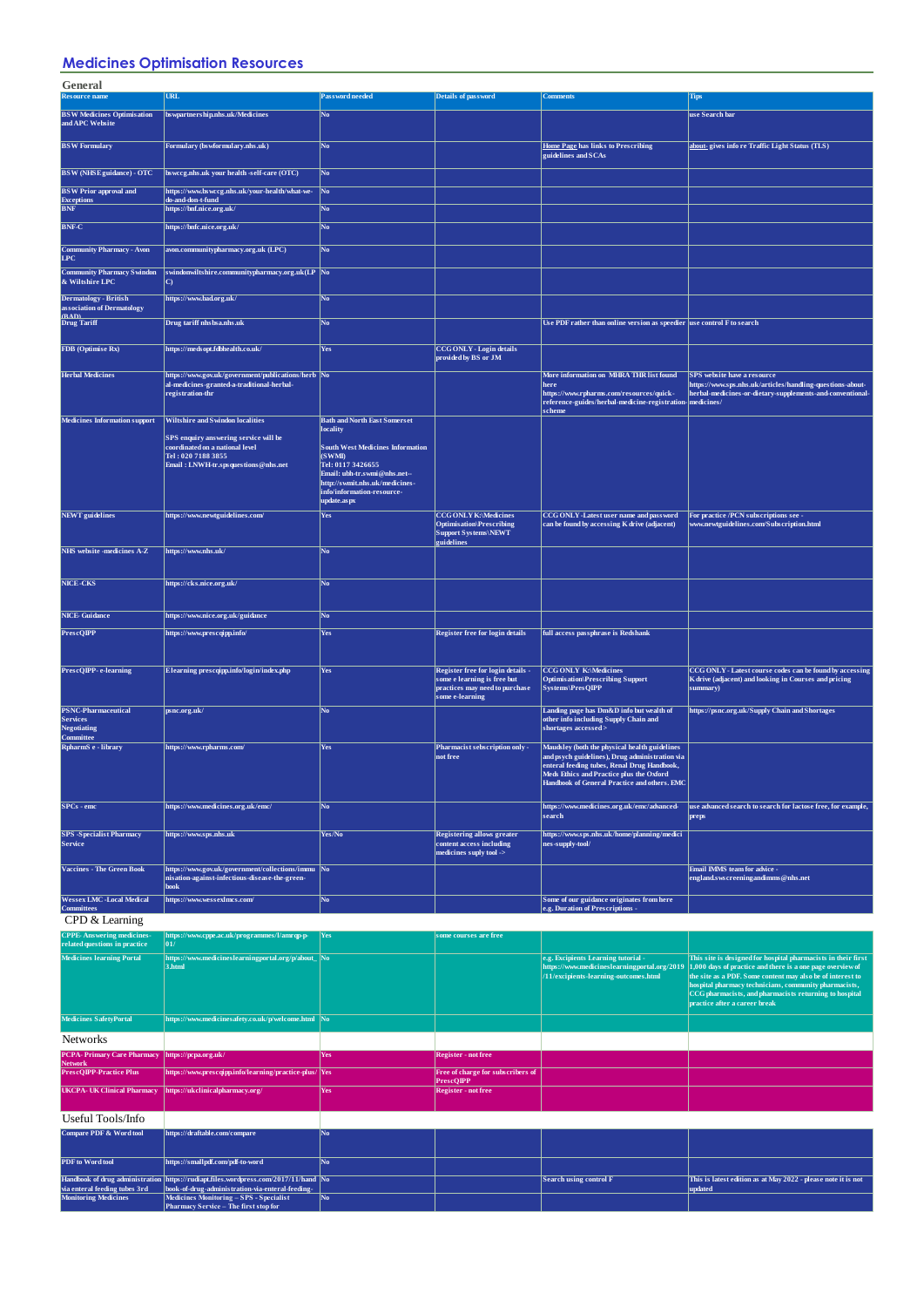# Medicines Optimisation Resources

## General

| Resource name | URL | Password needed | Details of password | Comments | Tips |
|---|---|---|---|---|---|
| BSW Medicines Optimisation and APC Website | bswpartnership.nhs.uk/Medicines | No | | | use Search bar |
| BSW Formulary | Formulary (bswformulary.nhs.uk) | No | | Home Page has links to Prescribing guidelines and SCAs | about- gives info re Traffic Light Status (TLS) |
| BSW (NHSE guidance) - OTC | bswccg.nhs.uk your health -self-care (OTC) | No | | | |
| BSW Prior approval and Exceptions | https://www.bswccg.nhs.uk/your-health/what-we-do-and-don-t-fund | No | | | |
| BNF | https://bnf.nice.org.uk/ | No | | | |
| BNF-C | https://bnfc.nice.org.uk/ | No | | | |
| Community Pharmacy - Avon LPC | avon.communitypharmacy.org.uk (LPC) | No | | | |
| Community Pharmacy Swindon & Wiltshire LPC | swindonwiltshire.communitypharmacy.org.uk(LPC) | No | | | |
| Dermatology - British association of Dermatology (BAD) | https://www.bad.org.uk/ | No | | | |
| Drug Tariff | Drug tariff nhsbsa.nhs.uk | No | | Use PDF rather than online version as speedier | use control F to search |
| FDB (Optimise Rx) | https://medsopt.fdbhealth.co.uk/ | Yes | CCG ONLY - Login details provided by BS or JM | | |
| Herbal Medicines | https://www.gov.uk/government/publications/herbal-medicines-granted-a-traditional-herbal-registration-thr | No | | More information on MHRA THR list found here https://www.rpharms.com/resources/quick-reference-guides/herbal-medicine-registration-scheme | SPS website have a resource https://www.sps.nhs.uk/articles/handling-questions-about-herbal-medicines-or-dietary-supplements-and-conventional-medicines/ |
| Medicines Information support | Wiltshire and Swindon localities<br><br>SPS enquiry answering service will be coordinated on a national level<br>Tel : 020 7188 3855<br>Email : LNWH-tr.spsquestions@nhs.net | Bath and North East Somerset locality<br><br>South West Medicines Information (SWMI)<br>Tel: 0117 3426655<br>Email: uhb-tr.swmi@nhs.net--<br>http://swmit.nhs.uk/medicines-info/information-resource-update.aspx | | | |
| NEWT guidelines | https://www.newtguidelines.com/ | Yes | CCG ONLY K:\Medicines Optimisation\Prescribing Support Systems\NEWT guidelines | CCG ONLY -Latest user name and password can be found by accessing K drive (adjacent) | For practice /PCN subscriptions see - www.newtguidelines.com/Subscription.html |
| NHS website -medicines A-Z | https://www.nhs.uk/ | No | | | |
| NICE -CKS | https://cks.nice.org.uk/ | No | | | |
| NICE- Guidance | https://www.nice.org.uk/guidance | No | | | |
| PrescQIPP | https://www.prescqipp.info/ | Yes | Register free for login details | full access passphrase is Redshank | |
| PrescQIPP- e-learning | Elearning prescqipp.info/login/index.php | Yes | Register free for login details - some e learning is free but practices may need to purchase some e-learning | CCG ONLY K:\Medicines Optimisation\Prescribing Support Systems\PresQIPP | CCG ONLY - Latest course codes can be found by accessing K drive (adjacent) and looking in Courses and pricing summary) |
| PSNC-Pharmaceutical Services Negotiating Committee | psnc.org.uk/ | No | | Landing page has Dm&D info but wealth of other info including Supply Chain and shortages accessed > | https://psnc.org.uk/Supply Chain and Shortages |
| RpharmS e - library | https://www.rpharms.com/ | Yes | Pharmacist sebscription only - not free | Maudsley (both the physical health guidelines and psych guidelines), Drug administration via enteral feeding tubes, Renal Drug Handbook, Meds Ethics and Practice plus the Oxford Handbook of General Practice and others. EMC | |
| SPCs - emc | https://www.medicines.org.uk/emc/ | No | | https://www.medicines.org.uk/emc/advanced-search | use advanced search to search for lactose free, for example, preps |
| SPS -Specialist Pharmacy Service | https://www.sps.nhs.uk | Yes/No | Registering allows greater content access including medicines suply tool -> | https://www.sps.nhs.uk/home/planning/medicines-supply-tool/ | |
| Vaccines - The Green Book | https://www.gov.uk/government/collections/immunisation-against-infectious-disease-the-green-book | No | | | Email IMMS team for advice - england.swscreeningandimms@nhs.net |
| Wessex LMC -Local Medical Committees | https://www.wessexlmcs.com/ | No | | Some of our guidance originates from here e.g. Duration of Prescriptions - | |

## CPD & Learning

| Resource name | URL | Password needed | Details of password | Comments | Tips |
|---|---|---|---|---|---|
| CPPE- Answering medicines-related questions in practice | https://www.cppe.ac.uk/programmes/l/amrqp-p-01/ | Yes | some courses are free | | |
| Medicines learning Portal | https://www.medicineslearningportal.org/p/about_3.html | No | | e.g. Excipients Learning tutorial - https://www.medicineslearningportal.org/2019/11/excipients-learning-outcomes.html | This site is designed for hospital pharmacists in their first 1,000 days of practice and there is a one page overview of the site as a PDF. Some content may also be of interest to hospital pharmacy technicians, community pharmacists, CCG pharmacists, and pharmacists returning to hospital practice after a career break |
| Medicines SafetyPortal | https://www.medicinesafety.co.uk/p/welcome.html | No | | | |

## Networks

| Resource name | URL | Password needed | Details of password | Comments | Tips |
|---|---|---|---|---|---|
| PCPA- Primary Care Pharmacy Network | https://pcpa.org.uk/ | Yes | Register - not free | | |
| PrescQIPP-Practice Plus | https://www.prescqipp.info/learning/practice-plus/ | Yes | Free of charge for subscribers of PrescQIPP | | |
| UKCPA- UK Clinical Pharmacy | https://ukclinicalpharmacy.org/ | Yes | Register - not free | | |

## Useful Tools/Info

| Resource name | URL | Password needed | Details of password | Comments | Tips |
|---|---|---|---|---|---|
| Compare PDF & Word tool | https://draftable.com/compare | No | | | |
| PDF to Word tool | https://smallpdf.com/pdf-to-word | No | | | |
| Handbook of drug administration via enteral feeding tubes 3rd | https://rudiapt.files.wordpress.com/2017/11/handbook-of-drug-administration-via-enteral-feeding- | No | | Search using control F | This is latest edition as at May 2022 - please note it is not updated |
| Monitoring Medicines | Medicines Monitoring – SPS - Specialist Pharmacy Service – The first stop for | No | | | |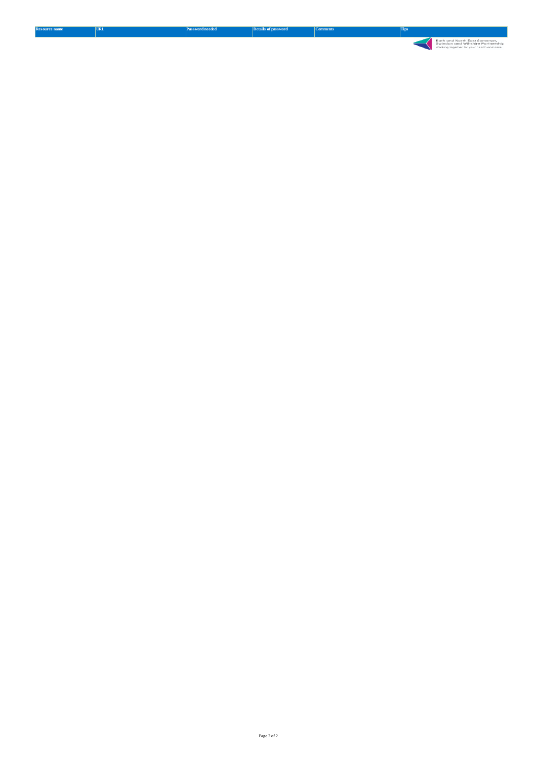| Resource name | URL | Password needed | Details of password | Comments | Tips |
|---|---|---|---|---|---|

Bath and North East Somerset, Swindon and Wiltshire Partnership
Working together for your health and care